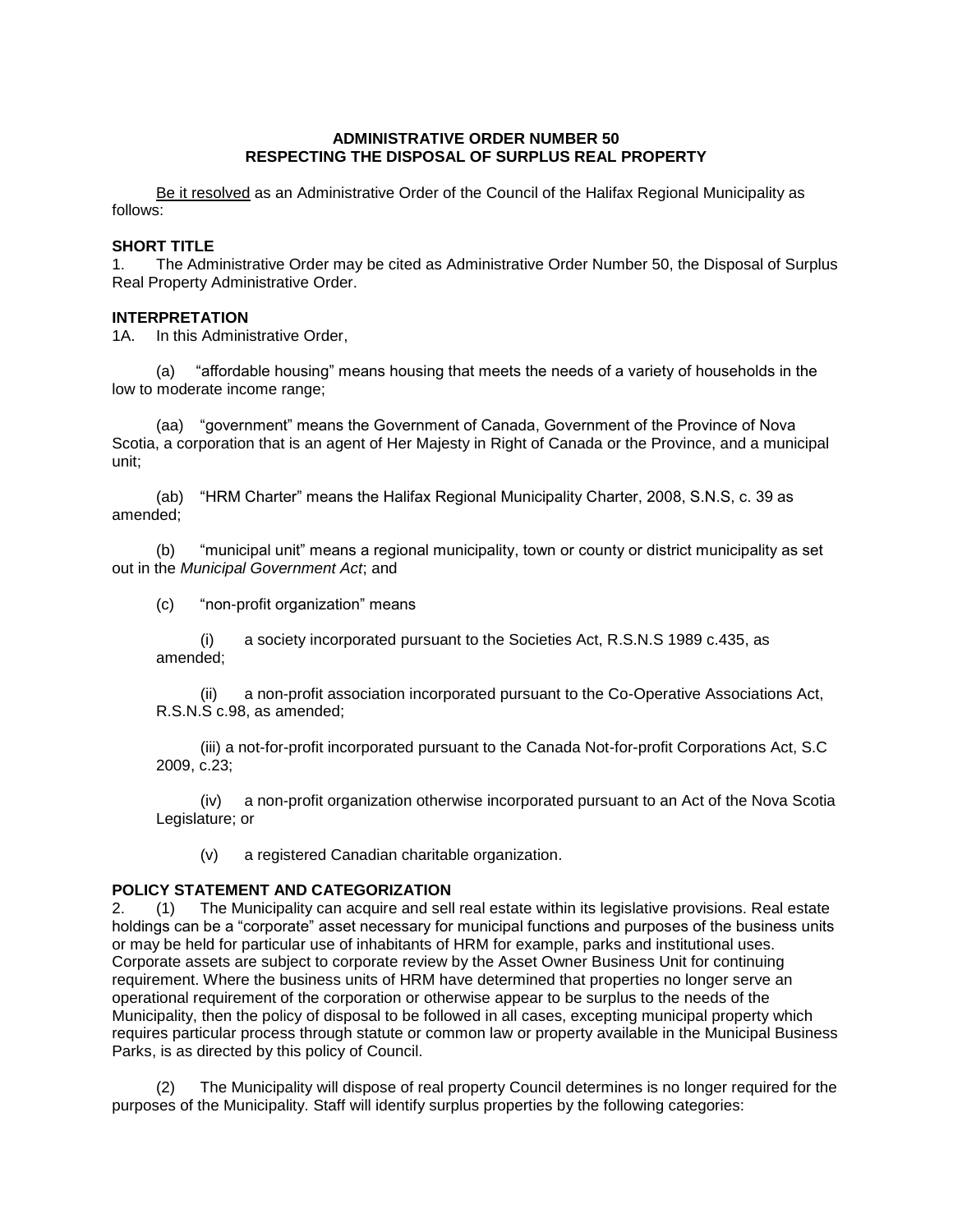**ADMINISTRATIVE ORDER NUMBER 50**
**RESPECTING THE DISPOSAL OF SURPLUS REAL PROPERTY**

Be it resolved as an Administrative Order of the Council of the Halifax Regional Municipality as follows:

**SHORT TITLE**

1. The Administrative Order may be cited as Administrative Order Number 50, the Disposal of Surplus Real Property Administrative Order.

**INTERPRETATION**

1A. In this Administrative Order,

(a) "affordable housing" means housing that meets the needs of a variety of households in the low to moderate income range;

(aa) "government" means the Government of Canada, Government of the Province of Nova Scotia, a corporation that is an agent of Her Majesty in Right of Canada or the Province, and a municipal unit;

(ab) "HRM Charter" means the Halifax Regional Municipality Charter, 2008, S.N.S, c. 39 as amended;

(b) "municipal unit" means a regional municipality, town or county or district municipality as set out in the *Municipal Government Act*; and

(c) "non-profit organization" means

(i) a society incorporated pursuant to the Societies Act, R.S.N.S 1989 c.435, as amended;

(ii) a non-profit association incorporated pursuant to the Co-Operative Associations Act, R.S.N.S c.98, as amended;

(iii) a not-for-profit incorporated pursuant to the Canada Not-for-profit Corporations Act, S.C 2009, c.23;

(iv) a non-profit organization otherwise incorporated pursuant to an Act of the Nova Scotia Legislature; or

(v) a registered Canadian charitable organization.

**POLICY STATEMENT AND CATEGORIZATION**

2. (1) The Municipality can acquire and sell real estate within its legislative provisions. Real estate holdings can be a "corporate" asset necessary for municipal functions and purposes of the business units or may be held for particular use of inhabitants of HRM for example, parks and institutional uses. Corporate assets are subject to corporate review by the Asset Owner Business Unit for continuing requirement. Where the business units of HRM have determined that properties no longer serve an operational requirement of the corporation or otherwise appear to be surplus to the needs of the Municipality, then the policy of disposal to be followed in all cases, excepting municipal property which requires particular process through statute or common law or property available in the Municipal Business Parks, is as directed by this policy of Council.

(2) The Municipality will dispose of real property Council determines is no longer required for the purposes of the Municipality. Staff will identify surplus properties by the following categories: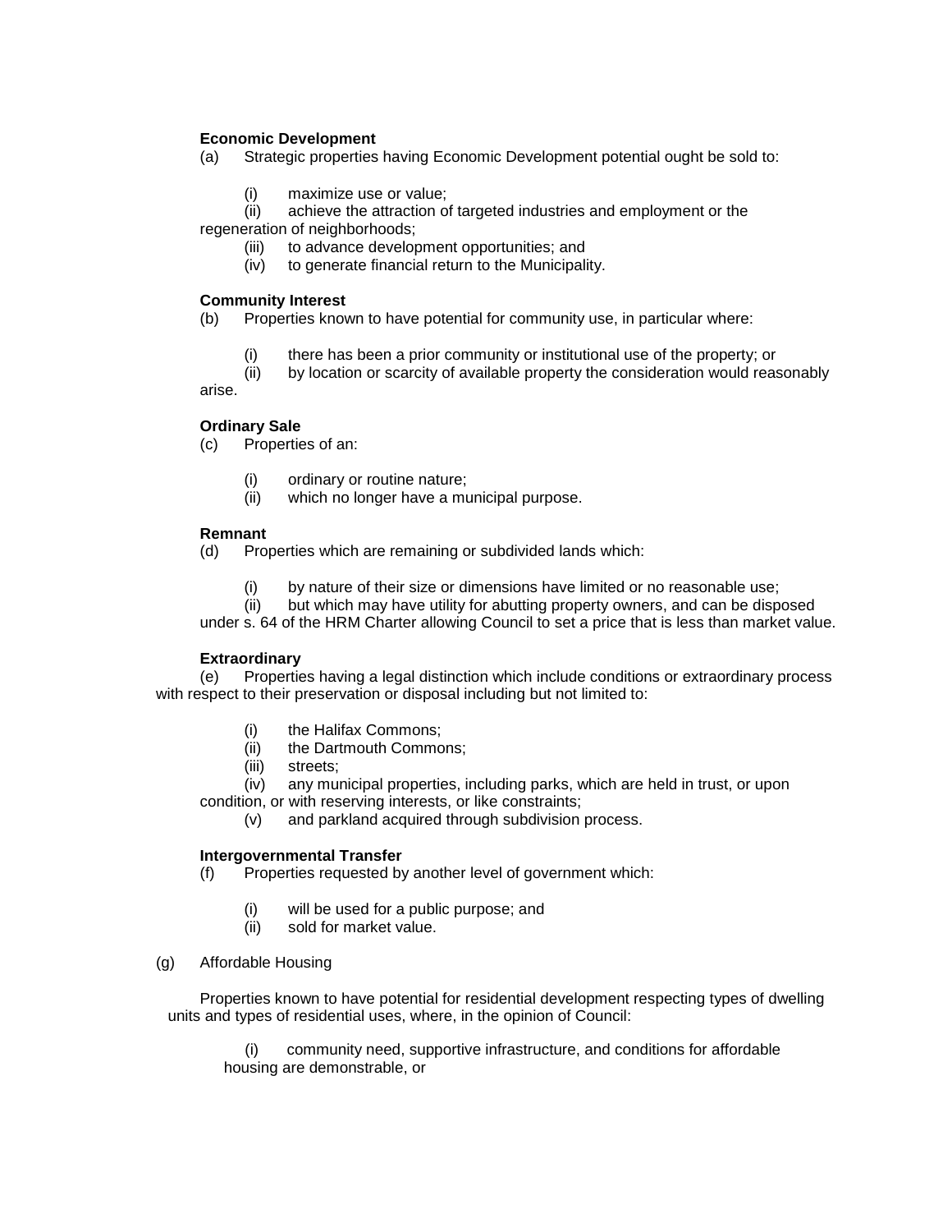**Economic Development**

(a) Strategic properties having Economic Development potential ought be sold to:

(i) maximize use or value;
(ii) achieve the attraction of targeted industries and employment or the regeneration of neighborhoods;
(iii) to advance development opportunities; and
(iv) to generate financial return to the Municipality.

**Community Interest**

(b) Properties known to have potential for community use, in particular where:

(i) there has been a prior community or institutional use of the property; or
(ii) by location or scarcity of available property the consideration would reasonably arise.

**Ordinary Sale**

(c) Properties of an:

(i) ordinary or routine nature;
(ii) which no longer have a municipal purpose.

**Remnant**

(d) Properties which are remaining or subdivided lands which:

(i) by nature of their size or dimensions have limited or no reasonable use;
(ii) but which may have utility for abutting property owners, and can be disposed under s. 64 of the HRM Charter allowing Council to set a price that is less than market value.

**Extraordinary**

(e) Properties having a legal distinction which include conditions or extraordinary process with respect to their preservation or disposal including but not limited to:

(i) the Halifax Commons;
(ii) the Dartmouth Commons;
(iii) streets;
(iv) any municipal properties, including parks, which are held in trust, or upon condition, or with reserving interests, or like constraints;
(v) and parkland acquired through subdivision process.

**Intergovernmental Transfer**

(f) Properties requested by another level of government which:

(i) will be used for a public purpose; and
(ii) sold for market value.

(g) Affordable Housing

Properties known to have potential for residential development respecting types of dwelling units and types of residential uses, where, in the opinion of Council:

(i) community need, supportive infrastructure, and conditions for affordable housing are demonstrable, or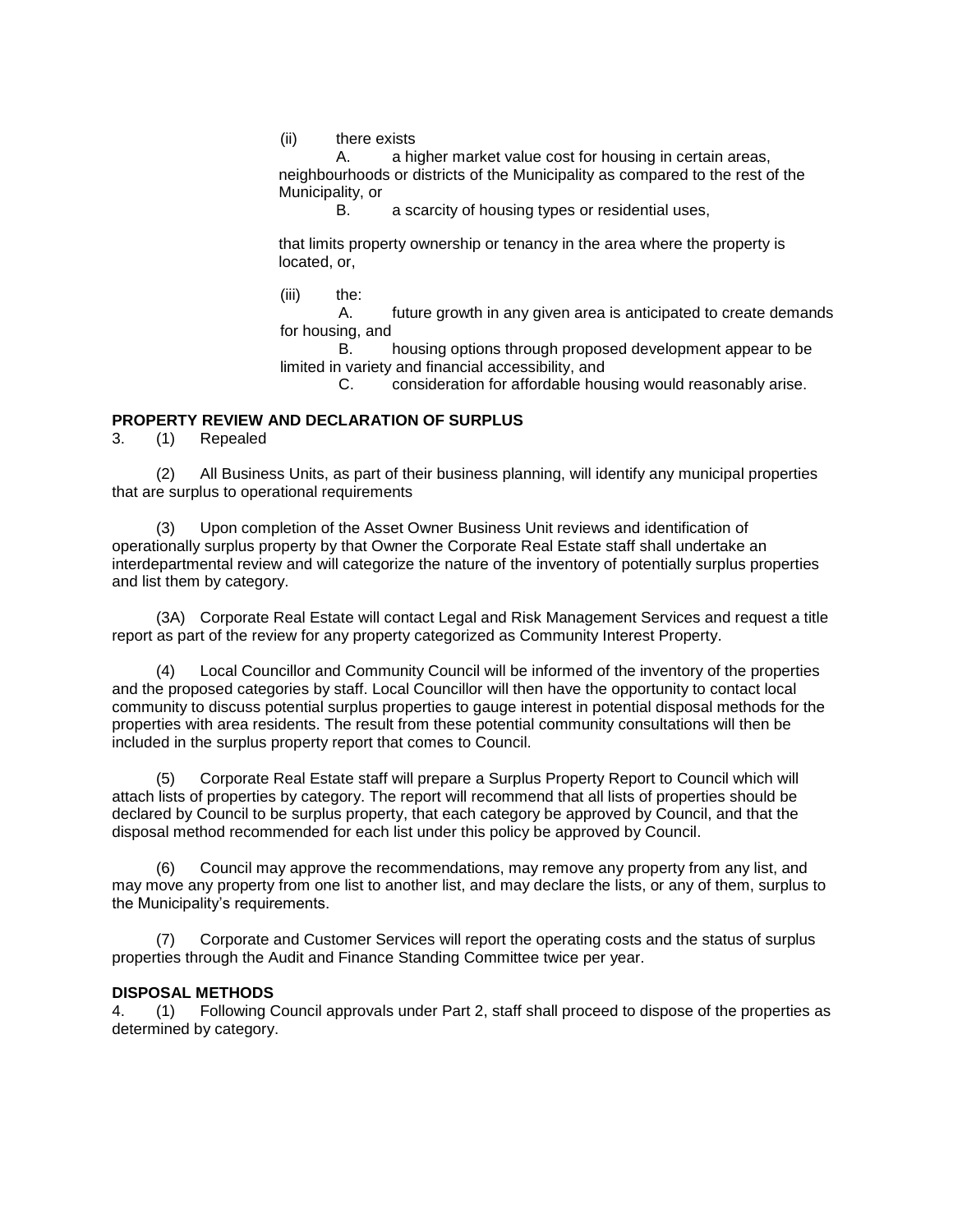(ii) there exists

A. a higher market value cost for housing in certain areas, neighbourhoods or districts of the Municipality as compared to the rest of the Municipality, or

B. a scarcity of housing types or residential uses,

that limits property ownership or tenancy in the area where the property is located, or,

(iii) the:

A. future growth in any given area is anticipated to create demands for housing, and

B. housing options through proposed development appear to be limited in variety and financial accessibility, and

C. consideration for affordable housing would reasonably arise.

**PROPERTY REVIEW AND DECLARATION OF SURPLUS**

3. (1) Repealed

(2) All Business Units, as part of their business planning, will identify any municipal properties that are surplus to operational requirements

(3) Upon completion of the Asset Owner Business Unit reviews and identification of operationally surplus property by that Owner the Corporate Real Estate staff shall undertake an interdepartmental review and will categorize the nature of the inventory of potentially surplus properties and list them by category.

(3A) Corporate Real Estate will contact Legal and Risk Management Services and request a title report as part of the review for any property categorized as Community Interest Property.

(4) Local Councillor and Community Council will be informed of the inventory of the properties and the proposed categories by staff. Local Councillor will then have the opportunity to contact local community to discuss potential surplus properties to gauge interest in potential disposal methods for the properties with area residents. The result from these potential community consultations will then be included in the surplus property report that comes to Council.

(5) Corporate Real Estate staff will prepare a Surplus Property Report to Council which will attach lists of properties by category. The report will recommend that all lists of properties should be declared by Council to be surplus property, that each category be approved by Council, and that the disposal method recommended for each list under this policy be approved by Council.

(6) Council may approve the recommendations, may remove any property from any list, and may move any property from one list to another list, and may declare the lists, or any of them, surplus to the Municipality's requirements.

(7) Corporate and Customer Services will report the operating costs and the status of surplus properties through the Audit and Finance Standing Committee twice per year.

**DISPOSAL METHODS**

4. (1) Following Council approvals under Part 2, staff shall proceed to dispose of the properties as determined by category.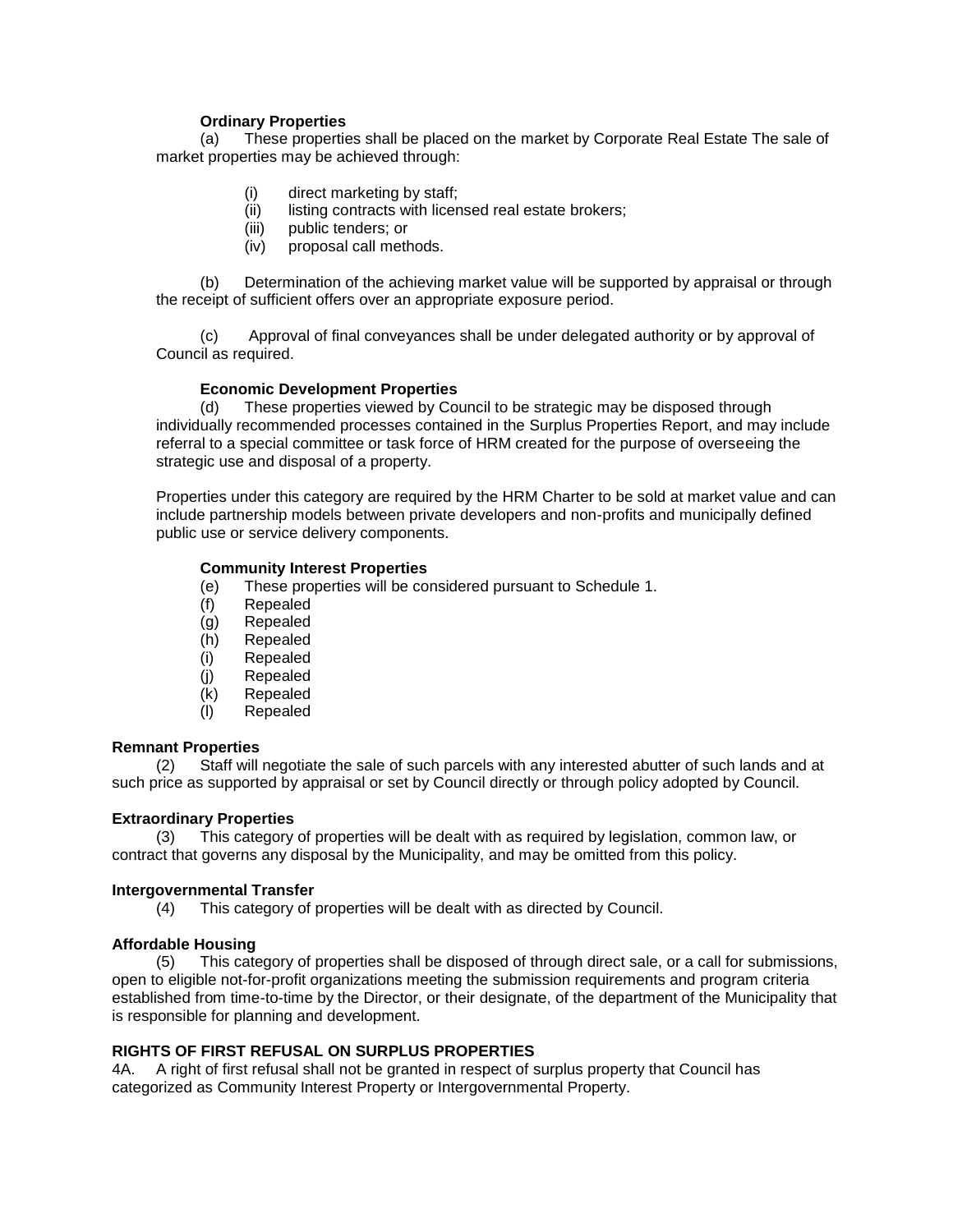**Ordinary Properties**

(a) These properties shall be placed on the market by Corporate Real Estate The sale of market properties may be achieved through:

- (i) direct marketing by staff;
- (ii) listing contracts with licensed real estate brokers;
- (iii) public tenders; or
- (iv) proposal call methods.

(b) Determination of the achieving market value will be supported by appraisal or through the receipt of sufficient offers over an appropriate exposure period.

(c) Approval of final conveyances shall be under delegated authority or by approval of Council as required.

**Economic Development Properties**

(d) These properties viewed by Council to be strategic may be disposed through individually recommended processes contained in the Surplus Properties Report, and may include referral to a special committee or task force of HRM created for the purpose of overseeing the strategic use and disposal of a property.

Properties under this category are required by the HRM Charter to be sold at market value and can include partnership models between private developers and non-profits and municipally defined public use or service delivery components.

**Community Interest Properties**

(e) These properties will be considered pursuant to Schedule 1.
(f) Repealed
(g) Repealed
(h) Repealed
(i) Repealed
(j) Repealed
(k) Repealed
(l) Repealed

**Remnant Properties**

(2) Staff will negotiate the sale of such parcels with any interested abutter of such lands and at such price as supported by appraisal or set by Council directly or through policy adopted by Council.

**Extraordinary Properties**

(3) This category of properties will be dealt with as required by legislation, common law, or contract that governs any disposal by the Municipality, and may be omitted from this policy.

**Intergovernmental Transfer**

(4) This category of properties will be dealt with as directed by Council.

**Affordable Housing**

(5) This category of properties shall be disposed of through direct sale, or a call for submissions, open to eligible not-for-profit organizations meeting the submission requirements and program criteria established from time-to-time by the Director, or their designate, of the department of the Municipality that is responsible for planning and development.

**RIGHTS OF FIRST REFUSAL ON SURPLUS PROPERTIES**

4A. A right of first refusal shall not be granted in respect of surplus property that Council has categorized as Community Interest Property or Intergovernmental Property.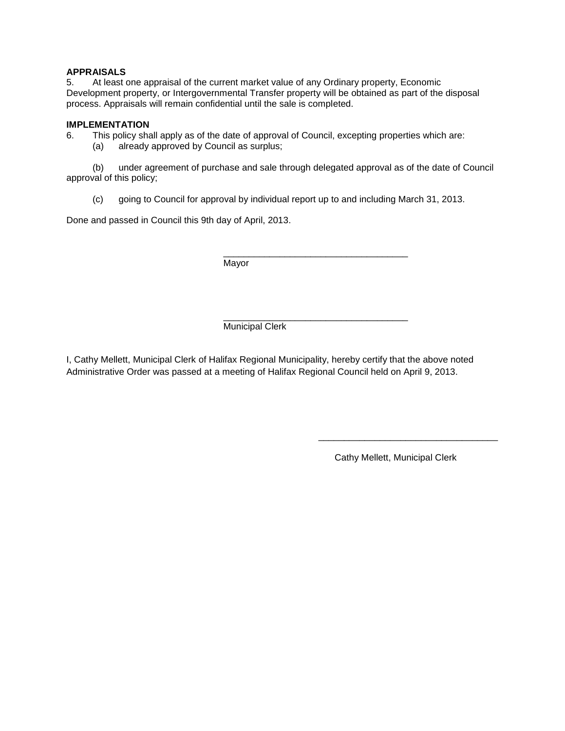**APPRAISALS**

5. At least one appraisal of the current market value of any Ordinary property, Economic Development property, or Intergovernmental Transfer property will be obtained as part of the disposal process. Appraisals will remain confidential until the sale is completed.

**IMPLEMENTATION**

6. This policy shall apply as of the date of approval of Council, excepting properties which are:

   (a) already approved by Council as surplus;

   (b) under agreement of purchase and sale through delegated approval as of the date of Council approval of this policy;

   (c) going to Council for approval by individual report up to and including March 31, 2013.

Done and passed in Council this 9th day of April, 2013.

\_\_\_\_\_\_\_\_\_\_\_\_\_\_\_\_\_\_\_\_\_\_\_\_\_\_\_\_\_\_\_\_\_\_\_\_
Mayor

\_\_\_\_\_\_\_\_\_\_\_\_\_\_\_\_\_\_\_\_\_\_\_\_\_\_\_\_\_\_\_\_\_\_\_\_
Municipal Clerk

I, Cathy Mellett, Municipal Clerk of Halifax Regional Municipality, hereby certify that the above noted Administrative Order was passed at a meeting of Halifax Regional Council held on April 9, 2013.

\_\_\_\_\_\_\_\_\_\_\_\_\_\_\_\_\_\_\_\_\_\_\_\_\_\_\_\_\_\_\_\_\_\_\_\_
Cathy Mellett, Municipal Clerk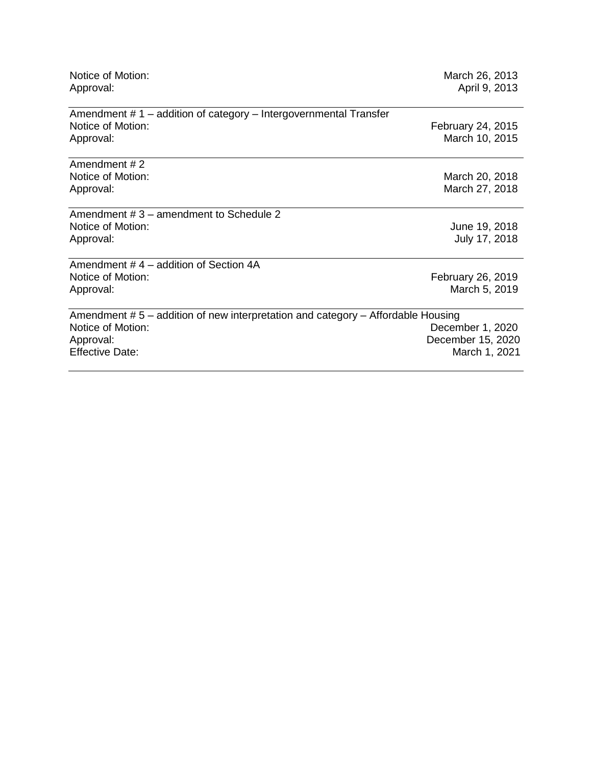| | |
|---|---|
| Notice of Motion: | March 26, 2013 |
| Approval: | April 9, 2013 |

---

Amendment # 1 – addition of category – Intergovernmental Transfer

| | |
|---|---|
| Notice of Motion: | February 24, 2015 |
| Approval: | March 10, 2015 |

---

Amendment # 2

| | |
|---|---|
| Notice of Motion: | March 20, 2018 |
| Approval: | March 27, 2018 |

---

Amendment # 3 – amendment to Schedule 2

| | |
|---|---|
| Notice of Motion: | June 19, 2018 |
| Approval: | July 17, 2018 |

---

Amendment # 4 – addition of Section 4A

| | |
|---|---|
| Notice of Motion: | February 26, 2019 |
| Approval: | March 5, 2019 |

---

Amendment # 5 – addition of new interpretation and category – Affordable Housing

| | |
|---|---|
| Notice of Motion: | December 1, 2020 |
| Approval: | December 15, 2020 |
| Effective Date: | March 1, 2021 |

---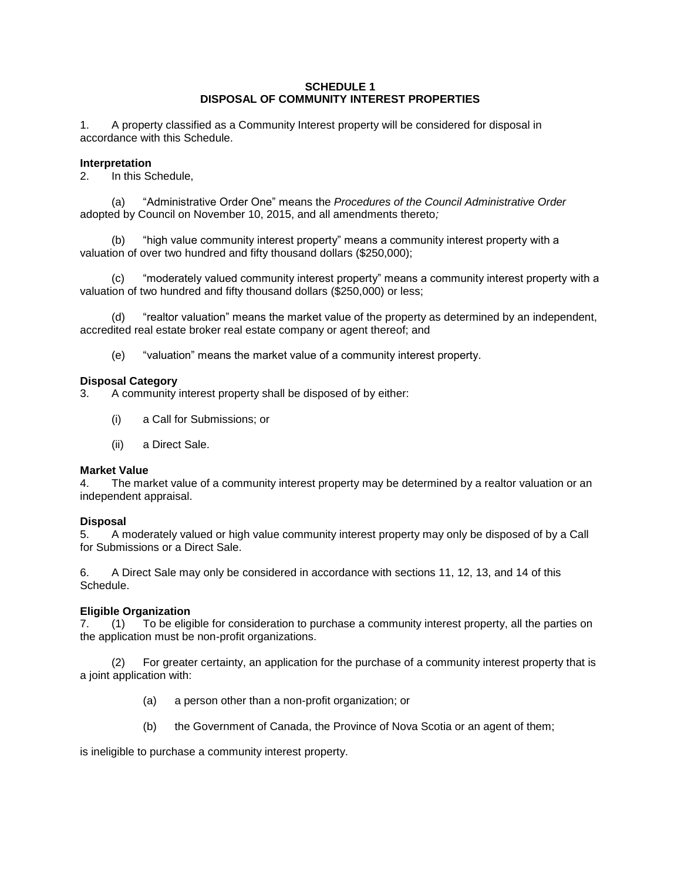**SCHEDULE 1**
**DISPOSAL OF COMMUNITY INTEREST PROPERTIES**

1. A property classified as a Community Interest property will be considered for disposal in accordance with this Schedule.

**Interpretation**

2. In this Schedule,

(a) "Administrative Order One" means the *Procedures of the Council Administrative Order* adopted by Council on November 10, 2015, and all amendments thereto*;*

(b) "high value community interest property" means a community interest property with a valuation of over two hundred and fifty thousand dollars ($250,000);

(c) "moderately valued community interest property" means a community interest property with a valuation of two hundred and fifty thousand dollars ($250,000) or less;

(d) "realtor valuation" means the market value of the property as determined by an independent, accredited real estate broker real estate company or agent thereof; and

(e) "valuation" means the market value of a community interest property.

**Disposal Category**

3. A community interest property shall be disposed of by either:

(i) a Call for Submissions; or

(ii) a Direct Sale.

**Market Value**

4. The market value of a community interest property may be determined by a realtor valuation or an independent appraisal.

**Disposal**

5. A moderately valued or high value community interest property may only be disposed of by a Call for Submissions or a Direct Sale.

6. A Direct Sale may only be considered in accordance with sections 11, 12, 13, and 14 of this Schedule.

**Eligible Organization**

7. (1) To be eligible for consideration to purchase a community interest property, all the parties on the application must be non-profit organizations.

(2) For greater certainty, an application for the purchase of a community interest property that is a joint application with:

(a) a person other than a non-profit organization; or

(b) the Government of Canada, the Province of Nova Scotia or an agent of them;

is ineligible to purchase a community interest property.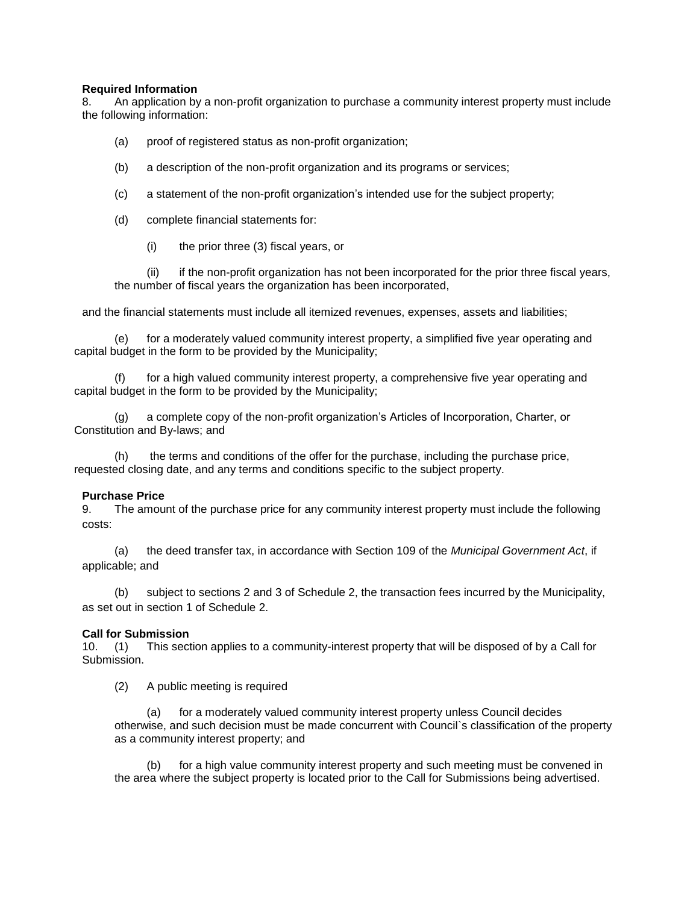**Required Information**

8. An application by a non-profit organization to purchase a community interest property must include the following information:

(a) proof of registered status as non-profit organization;

(b) a description of the non-profit organization and its programs or services;

(c) a statement of the non-profit organization's intended use for the subject property;

(d) complete financial statements for:

(i) the prior three (3) fiscal years, or

(ii) if the non-profit organization has not been incorporated for the prior three fiscal years, the number of fiscal years the organization has been incorporated,

and the financial statements must include all itemized revenues, expenses, assets and liabilities;

(e) for a moderately valued community interest property, a simplified five year operating and capital budget in the form to be provided by the Municipality;

(f) for a high valued community interest property, a comprehensive five year operating and capital budget in the form to be provided by the Municipality;

(g) a complete copy of the non-profit organization's Articles of Incorporation, Charter, or Constitution and By-laws; and

(h) the terms and conditions of the offer for the purchase, including the purchase price, requested closing date, and any terms and conditions specific to the subject property.

**Purchase Price**

9. The amount of the purchase price for any community interest property must include the following costs:

(a) the deed transfer tax, in accordance with Section 109 of the *Municipal Government Act*, if applicable; and

(b) subject to sections 2 and 3 of Schedule 2, the transaction fees incurred by the Municipality, as set out in section 1 of Schedule 2.

**Call for Submission**

10. (1) This section applies to a community-interest property that will be disposed of by a Call for Submission.

(2) A public meeting is required

(a) for a moderately valued community interest property unless Council decides otherwise, and such decision must be made concurrent with Council`s classification of the property as a community interest property; and

(b) for a high value community interest property and such meeting must be convened in the area where the subject property is located prior to the Call for Submissions being advertised.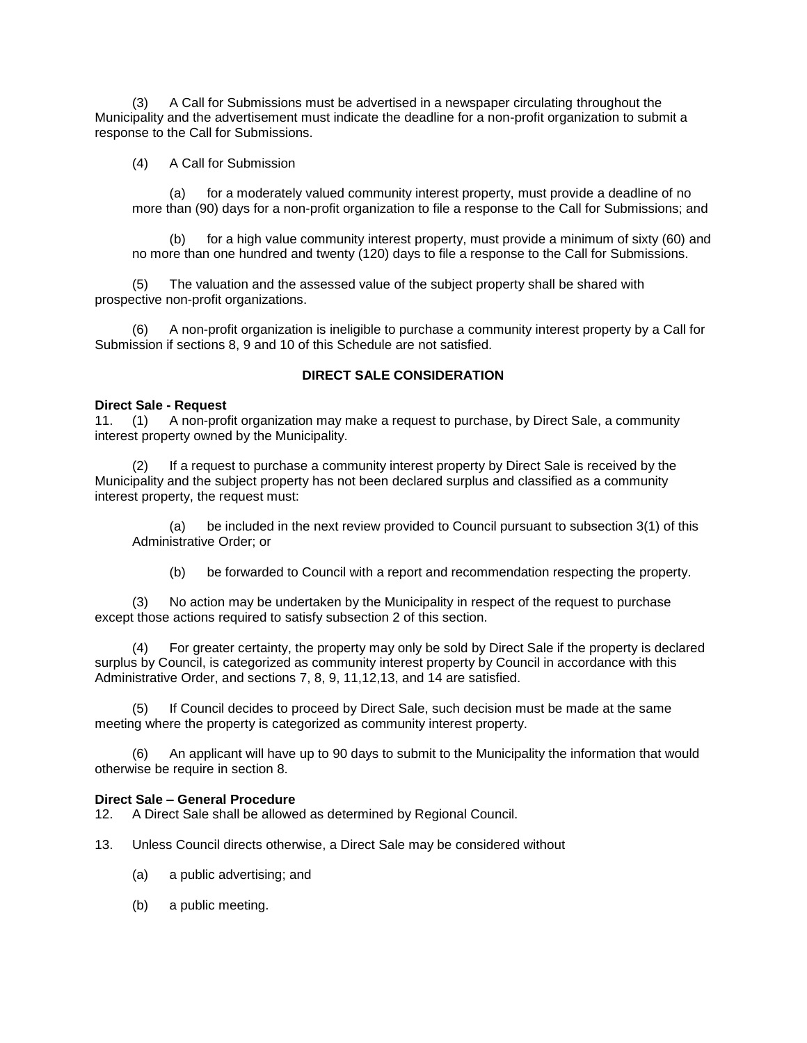(3) A Call for Submissions must be advertised in a newspaper circulating throughout the Municipality and the advertisement must indicate the deadline for a non-profit organization to submit a response to the Call for Submissions.

(4) A Call for Submission

(a) for a moderately valued community interest property, must provide a deadline of no more than (90) days for a non-profit organization to file a response to the Call for Submissions; and

(b) for a high value community interest property, must provide a minimum of sixty (60) and no more than one hundred and twenty (120) days to file a response to the Call for Submissions.

(5) The valuation and the assessed value of the subject property shall be shared with prospective non-profit organizations.

(6) A non-profit organization is ineligible to purchase a community interest property by a Call for Submission if sections 8, 9 and 10 of this Schedule are not satisfied.

## DIRECT SALE CONSIDERATION

**Direct Sale - Request**

11. (1) A non-profit organization may make a request to purchase, by Direct Sale, a community interest property owned by the Municipality.

(2) If a request to purchase a community interest property by Direct Sale is received by the Municipality and the subject property has not been declared surplus and classified as a community interest property, the request must:

(a) be included in the next review provided to Council pursuant to subsection 3(1) of this Administrative Order; or

(b) be forwarded to Council with a report and recommendation respecting the property.

(3) No action may be undertaken by the Municipality in respect of the request to purchase except those actions required to satisfy subsection 2 of this section.

(4) For greater certainty, the property may only be sold by Direct Sale if the property is declared surplus by Council, is categorized as community interest property by Council in accordance with this Administrative Order, and sections 7, 8, 9, 11,12,13, and 14 are satisfied.

(5) If Council decides to proceed by Direct Sale, such decision must be made at the same meeting where the property is categorized as community interest property.

(6) An applicant will have up to 90 days to submit to the Municipality the information that would otherwise be require in section 8.

**Direct Sale – General Procedure**

12. A Direct Sale shall be allowed as determined by Regional Council.

13. Unless Council directs otherwise, a Direct Sale may be considered without

(a) a public advertising; and

(b) a public meeting.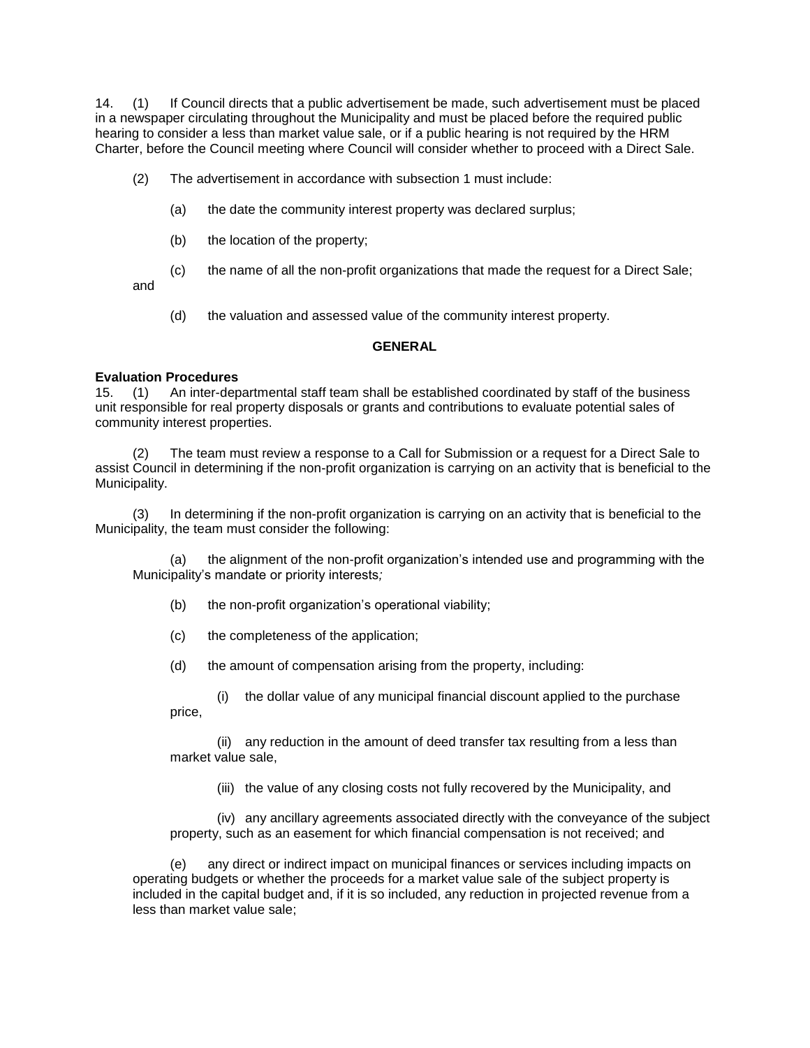14. (1) If Council directs that a public advertisement be made, such advertisement must be placed in a newspaper circulating throughout the Municipality and must be placed before the required public hearing to consider a less than market value sale, or if a public hearing is not required by the HRM Charter, before the Council meeting where Council will consider whether to proceed with a Direct Sale.

(2) The advertisement in accordance with subsection 1 must include:

(a) the date the community interest property was declared surplus;

(b) the location of the property;

(c) the name of all the non-profit organizations that made the request for a Direct Sale; and

(d) the valuation and assessed value of the community interest property.

**GENERAL**

**Evaluation Procedures**

15. (1) An inter-departmental staff team shall be established coordinated by staff of the business unit responsible for real property disposals or grants and contributions to evaluate potential sales of community interest properties.

(2) The team must review a response to a Call for Submission or a request for a Direct Sale to assist Council in determining if the non-profit organization is carrying on an activity that is beneficial to the Municipality.

(3) In determining if the non-profit organization is carrying on an activity that is beneficial to the Municipality, the team must consider the following:

(a) the alignment of the non-profit organization's intended use and programming with the Municipality's mandate or priority interests*;*

(b) the non-profit organization's operational viability;

(c) the completeness of the application;

(d) the amount of compensation arising from the property, including:

(i) the dollar value of any municipal financial discount applied to the purchase price,

(ii) any reduction in the amount of deed transfer tax resulting from a less than market value sale,

(iii) the value of any closing costs not fully recovered by the Municipality, and

(iv) any ancillary agreements associated directly with the conveyance of the subject property, such as an easement for which financial compensation is not received; and

(e) any direct or indirect impact on municipal finances or services including impacts on operating budgets or whether the proceeds for a market value sale of the subject property is included in the capital budget and, if it is so included, any reduction in projected revenue from a less than market value sale;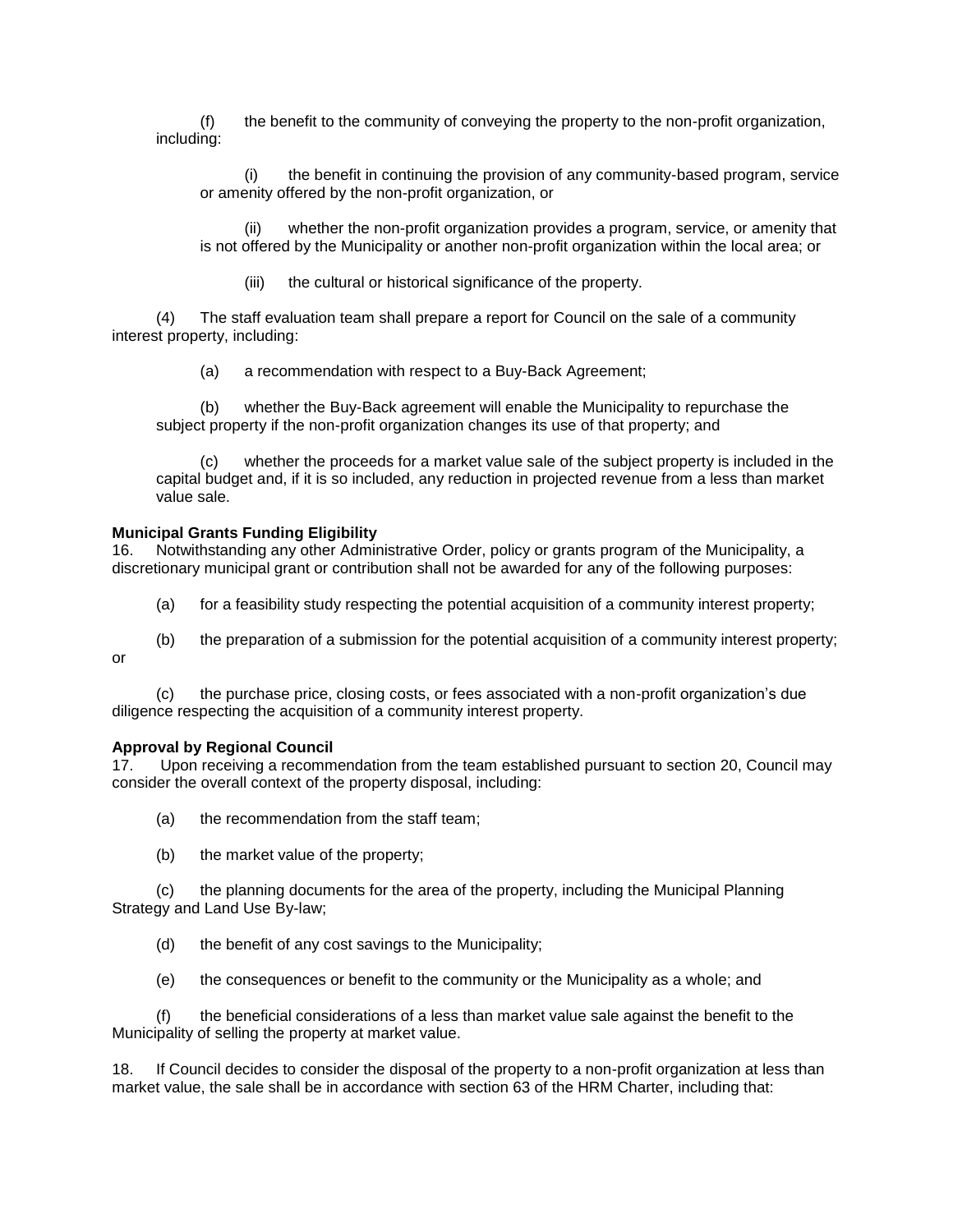(f) the benefit to the community of conveying the property to the non-profit organization, including:

(i) the benefit in continuing the provision of any community-based program, service or amenity offered by the non-profit organization, or

(ii) whether the non-profit organization provides a program, service, or amenity that is not offered by the Municipality or another non-profit organization within the local area; or

(iii) the cultural or historical significance of the property.

(4) The staff evaluation team shall prepare a report for Council on the sale of a community interest property, including:

(a) a recommendation with respect to a Buy-Back Agreement;

(b) whether the Buy-Back agreement will enable the Municipality to repurchase the subject property if the non-profit organization changes its use of that property; and

(c) whether the proceeds for a market value sale of the subject property is included in the capital budget and, if it is so included, any reduction in projected revenue from a less than market value sale.

**Municipal Grants Funding Eligibility**

16. Notwithstanding any other Administrative Order, policy or grants program of the Municipality, a discretionary municipal grant or contribution shall not be awarded for any of the following purposes:

(a) for a feasibility study respecting the potential acquisition of a community interest property;

(b) the preparation of a submission for the potential acquisition of a community interest property; or

(c) the purchase price, closing costs, or fees associated with a non-profit organization's due diligence respecting the acquisition of a community interest property.

**Approval by Regional Council**

17. Upon receiving a recommendation from the team established pursuant to section 20, Council may consider the overall context of the property disposal, including:

(a) the recommendation from the staff team;

(b) the market value of the property;

(c) the planning documents for the area of the property, including the Municipal Planning Strategy and Land Use By-law;

(d) the benefit of any cost savings to the Municipality;

(e) the consequences or benefit to the community or the Municipality as a whole; and

(f) the beneficial considerations of a less than market value sale against the benefit to the Municipality of selling the property at market value.

18. If Council decides to consider the disposal of the property to a non-profit organization at less than market value, the sale shall be in accordance with section 63 of the HRM Charter, including that: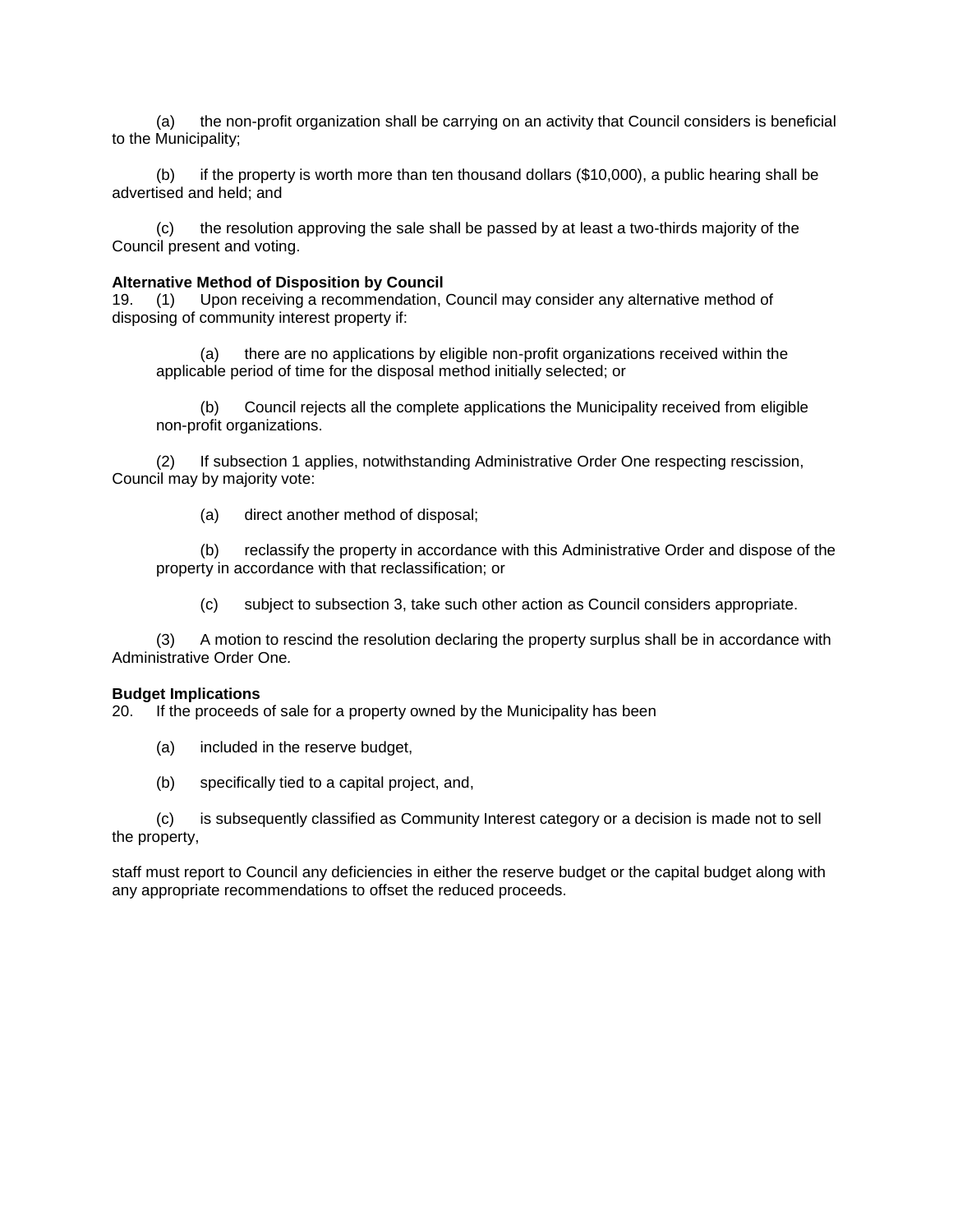(a) the non-profit organization shall be carrying on an activity that Council considers is beneficial to the Municipality;

(b) if the property is worth more than ten thousand dollars ($10,000), a public hearing shall be advertised and held; and

(c) the resolution approving the sale shall be passed by at least a two-thirds majority of the Council present and voting.

**Alternative Method of Disposition by Council**
19. (1) Upon receiving a recommendation, Council may consider any alternative method of disposing of community interest property if:

(a) there are no applications by eligible non-profit organizations received within the applicable period of time for the disposal method initially selected; or

(b) Council rejects all the complete applications the Municipality received from eligible non-profit organizations.

(2) If subsection 1 applies, notwithstanding Administrative Order One respecting rescission, Council may by majority vote:

(a) direct another method of disposal;

(b) reclassify the property in accordance with this Administrative Order and dispose of the property in accordance with that reclassification; or

(c) subject to subsection 3, take such other action as Council considers appropriate.

(3) A motion to rescind the resolution declaring the property surplus shall be in accordance with Administrative Order One.

**Budget Implications**
20. If the proceeds of sale for a property owned by the Municipality has been

(a) included in the reserve budget,

(b) specifically tied to a capital project, and,

(c) is subsequently classified as Community Interest category or a decision is made not to sell the property,

staff must report to Council any deficiencies in either the reserve budget or the capital budget along with any appropriate recommendations to offset the reduced proceeds.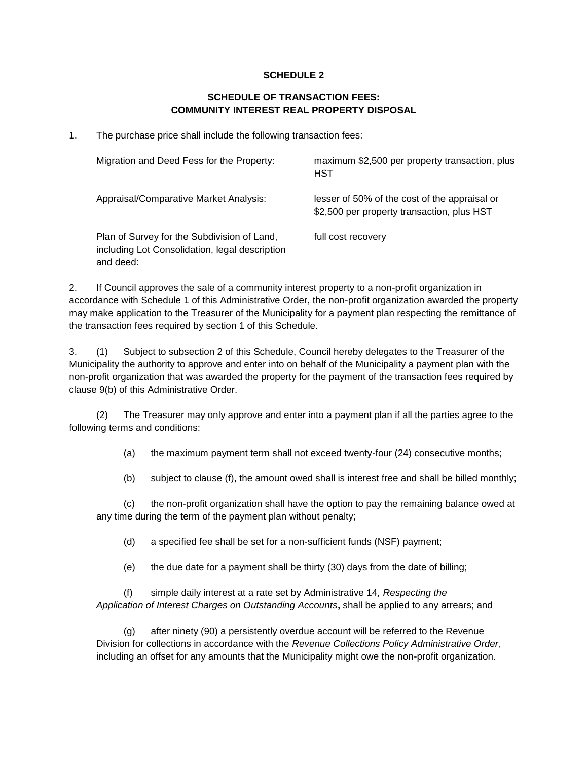**SCHEDULE 2**

**SCHEDULE OF TRANSACTION FEES:
COMMUNITY INTEREST REAL PROPERTY DISPOSAL**

1. The purchase price shall include the following transaction fees:

| | |
|---|---|
| Migration and Deed Fess for the Property: | maximum $2,500 per property transaction, plus HST |
| Appraisal/Comparative Market Analysis: | lesser of 50% of the cost of the appraisal or $2,500 per property transaction, plus HST |
| Plan of Survey for the Subdivision of Land, including Lot Consolidation, legal description and deed: | full cost recovery |

2. If Council approves the sale of a community interest property to a non-profit organization in accordance with Schedule 1 of this Administrative Order, the non-profit organization awarded the property may make application to the Treasurer of the Municipality for a payment plan respecting the remittance of the transaction fees required by section 1 of this Schedule.

3. (1) Subject to subsection 2 of this Schedule, Council hereby delegates to the Treasurer of the Municipality the authority to approve and enter into on behalf of the Municipality a payment plan with the non-profit organization that was awarded the property for the payment of the transaction fees required by clause 9(b) of this Administrative Order.

(2) The Treasurer may only approve and enter into a payment plan if all the parties agree to the following terms and conditions:

(a) the maximum payment term shall not exceed twenty-four (24) consecutive months;

(b) subject to clause (f), the amount owed shall is interest free and shall be billed monthly;

(c) the non-profit organization shall have the option to pay the remaining balance owed at any time during the term of the payment plan without penalty;

(d) a specified fee shall be set for a non-sufficient funds (NSF) payment;

(e) the due date for a payment shall be thirty (30) days from the date of billing;

(f) simple daily interest at a rate set by Administrative 14, *Respecting the Application of Interest Charges on Outstanding Accounts*, shall be applied to any arrears; and

(g) after ninety (90) a persistently overdue account will be referred to the Revenue Division for collections in accordance with the *Revenue Collections Policy Administrative Order*, including an offset for any amounts that the Municipality might owe the non-profit organization.